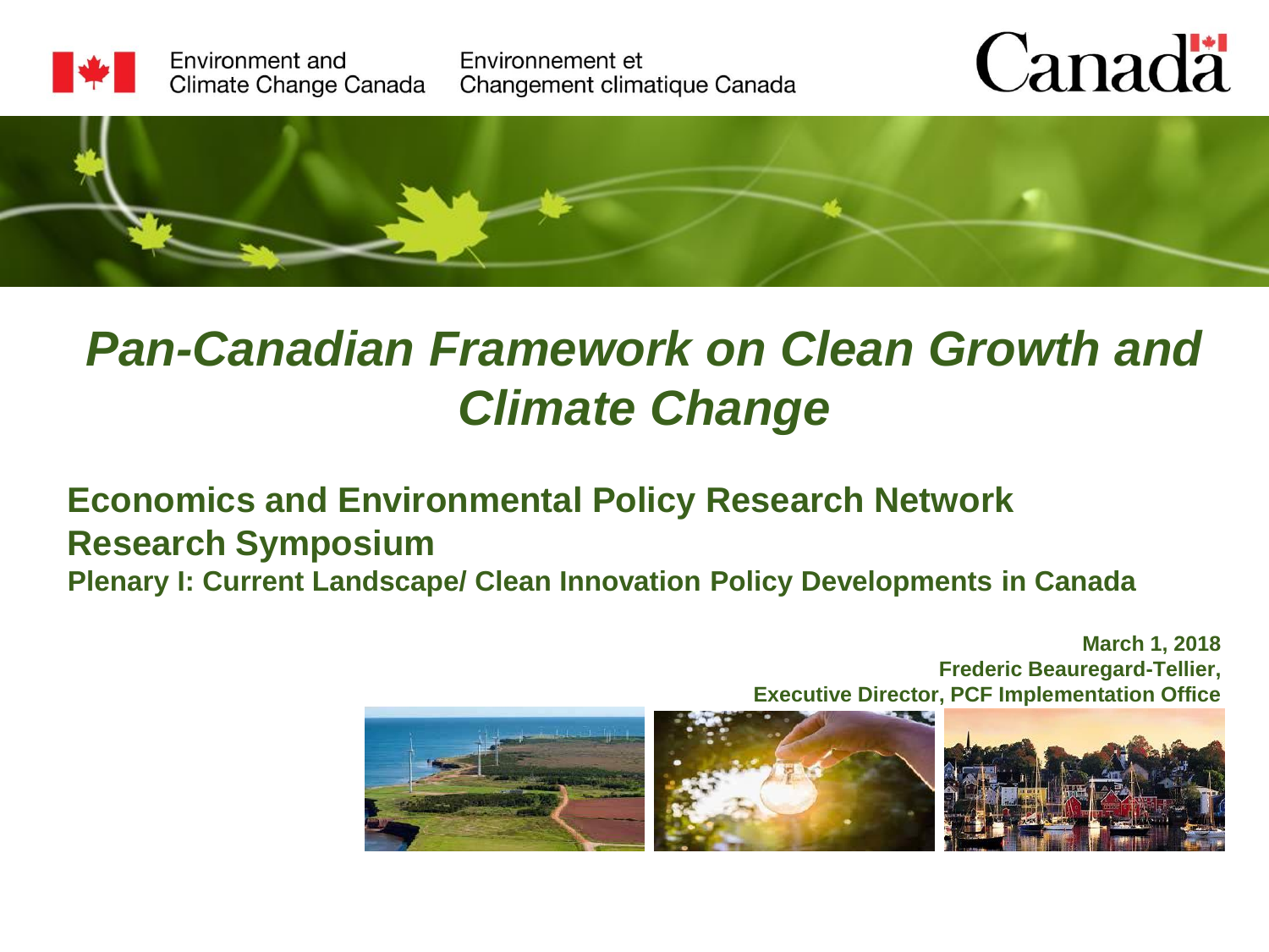Environment and Climate Change Canada | Environnement et Changement climatique Canada

Canada

# *Pan-Canadian Framework on Clean Growth and Climate Change*

## Economics and Environmental Policy Research Network Research Symposium

### Plenary I: Current Landscape/ Clean Innovation Policy Developments in Canada

**March 1, 2018**
**Frederic Beauregard-Tellier,**
**Executive Director, PCF Implementation Office**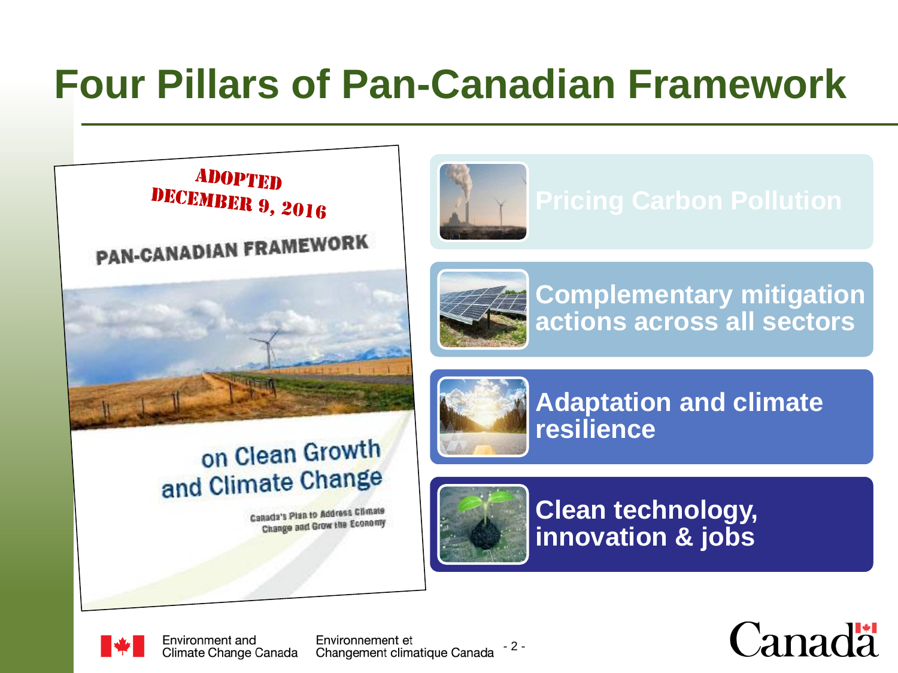# Four Pillars of Pan-Canadian Framework

ADOPTED
DECEMBER 9, 2016

PAN-CANADIAN FRAMEWORK

on Clean Growth and Climate Change

Canada's Plan to Address Climate Change and Grow the Economy

- Pricing Carbon Pollution
- Complementary mitigation actions across all sectors
- Adaptation and climate resilience
- Clean technology, innovation & jobs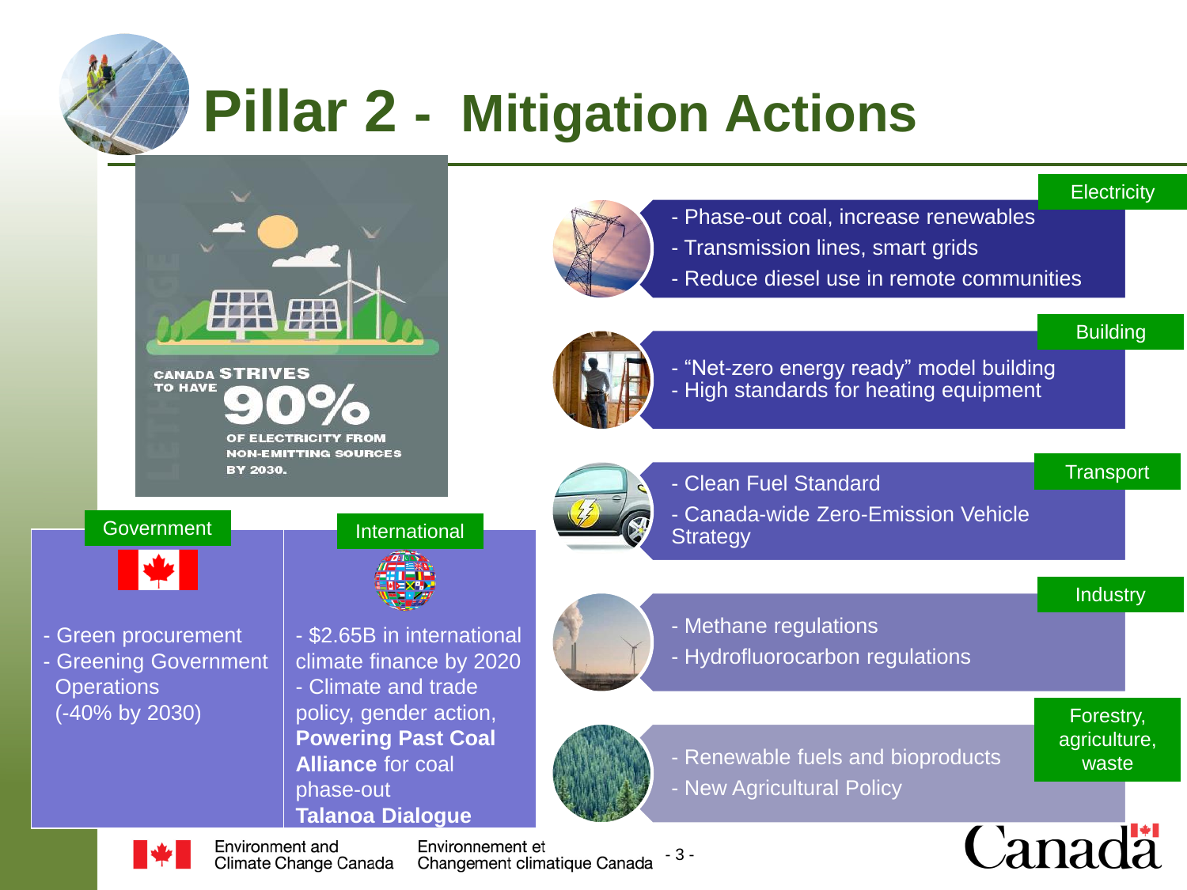# Pillar 2 - Mitigation Actions

CANADA STRIVES TO HAVE 90% OF ELECTRICITY FROM NON-EMITTING SOURCES BY 2030.

### Government

- Green procurement
- Greening Government Operations (-40% by 2030)

### International

- $2.65B in international climate finance by 2020
- Climate and trade policy, gender action, **Powering Past Coal Alliance** for coal phase-out **Talanoa Dialogue**

### Electricity

- Phase-out coal, increase renewables
- Transmission lines, smart grids
- Reduce diesel use in remote communities

### Building

- "Net-zero energy ready" model building
- High standards for heating equipment

### Transport

- Clean Fuel Standard
- Canada-wide Zero-Emission Vehicle Strategy

### Industry

- Methane regulations
- Hydrofluorocarbon regulations

### Forestry, agriculture, waste

- Renewable fuels and bioproducts
- New Agricultural Policy

Environment and Climate Change Canada | Environnement et Changement climatique Canada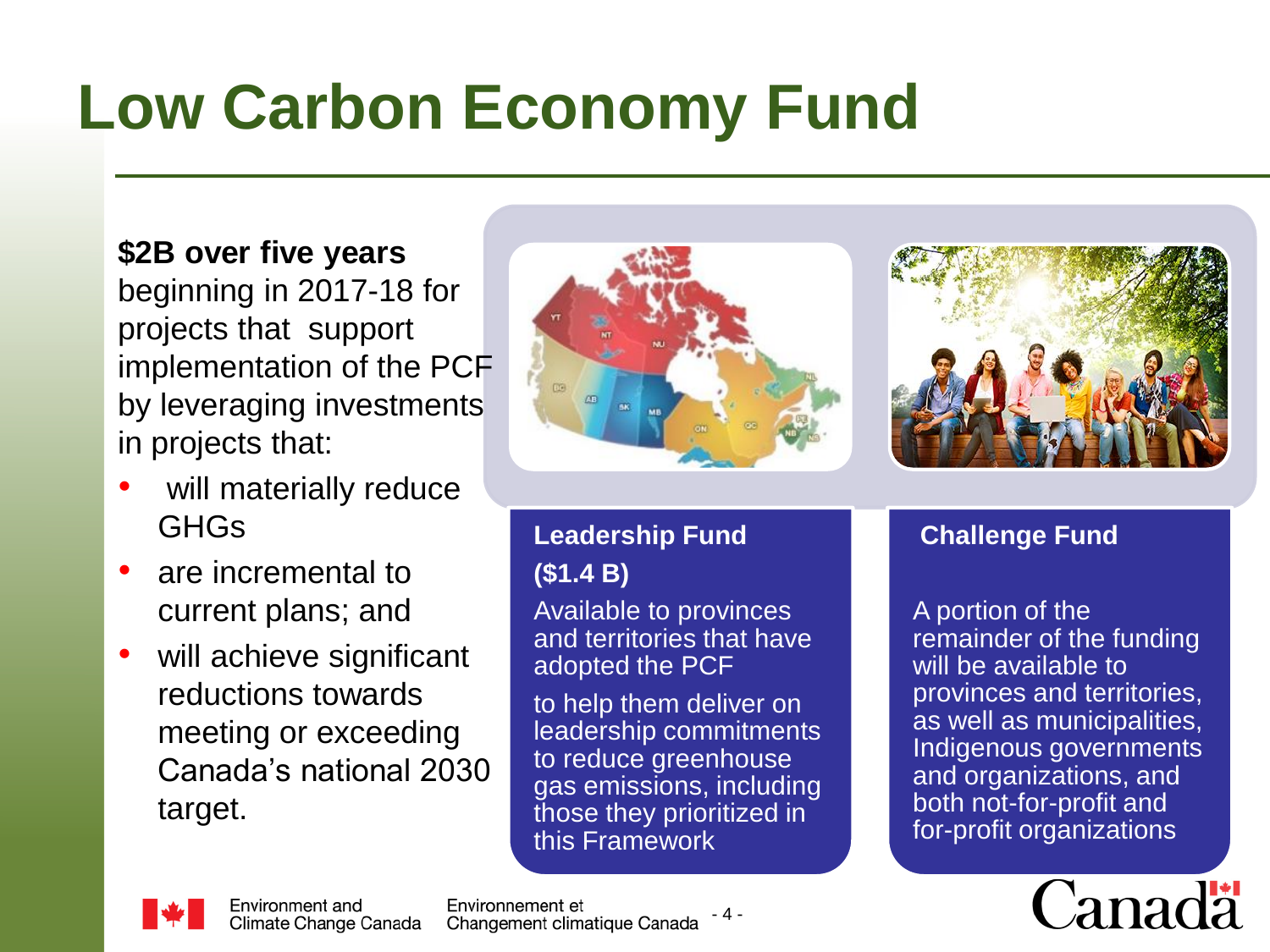# Low Carbon Economy Fund

**$2B over five years** beginning in 2017-18 for projects that support implementation of the PCF by leveraging investments in projects that:

- will materially reduce GHGs
- are incremental to current plans; and
- will achieve significant reductions towards meeting or exceeding Canada's national 2030 target.

**Leadership Fund**

**($1.4 B)**

Available to provinces and territories that have adopted the PCF

to help them deliver on leadership commitments to reduce greenhouse gas emissions, including those they prioritized in this Framework

**Challenge Fund**

A portion of the remainder of the funding will be available to provinces and territories, as well as municipalities, Indigenous governments and organizations, and both not-for-profit and for-profit organizations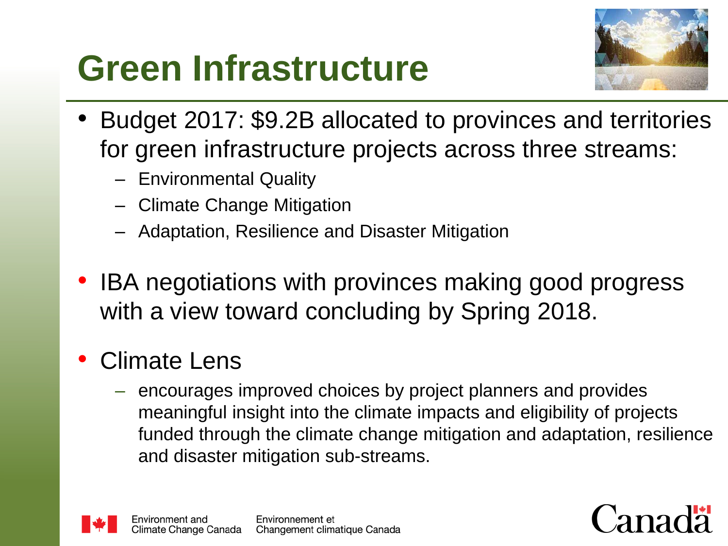# Green Infrastructure

- Budget 2017: $9.2B allocated to provinces and territories for green infrastructure projects across three streams:
  - Environmental Quality
  - Climate Change Mitigation
  - Adaptation, Resilience and Disaster Mitigation

- IBA negotiations with provinces making good progress with a view toward concluding by Spring 2018.

- Climate Lens
  - encourages improved choices by project planners and provides meaningful insight into the climate impacts and eligibility of projects funded through the climate change mitigation and adaptation, resilience and disaster mitigation sub-streams.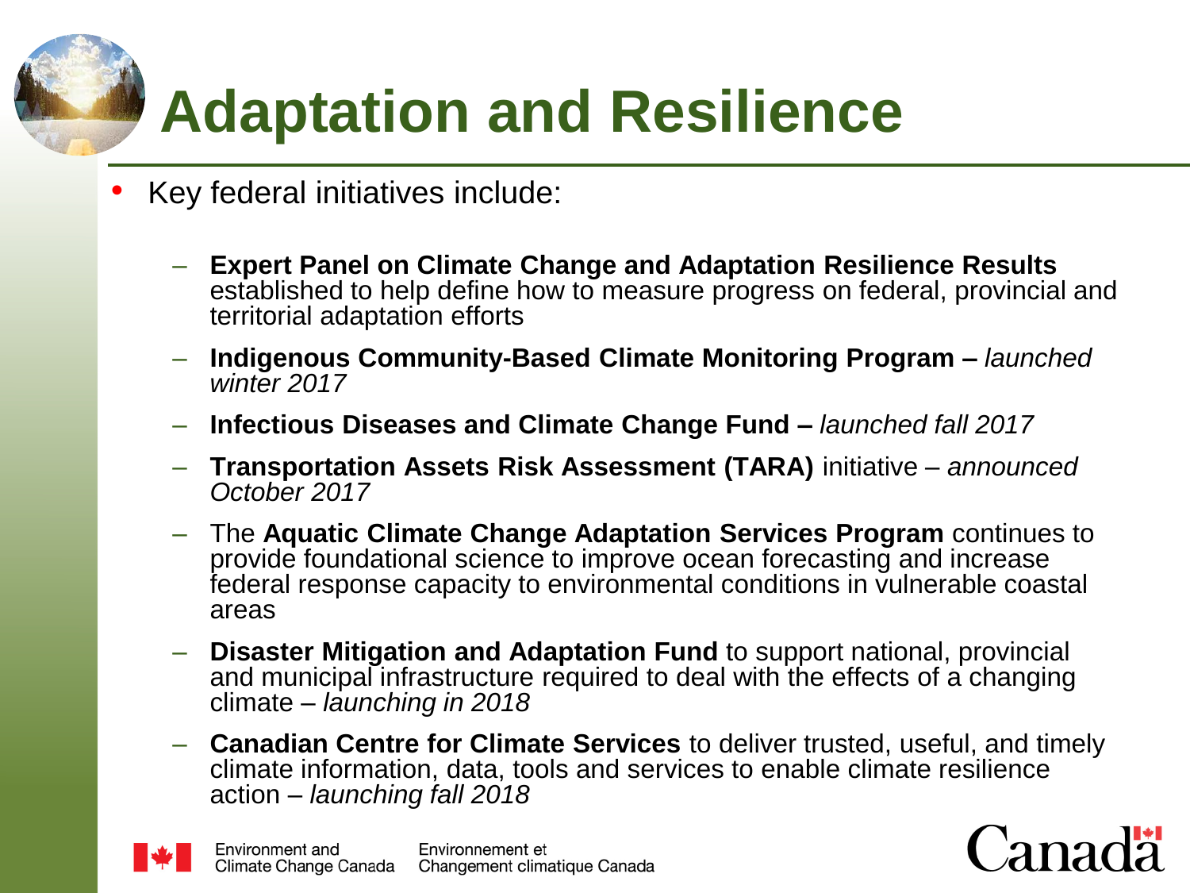# Adaptation and Resilience

- Key federal initiatives include:
  - **Expert Panel on Climate Change and Adaptation Resilience Results** established to help define how to measure progress on federal, provincial and territorial adaptation efforts
  - **Indigenous Community-Based Climate Monitoring Program –** *launched winter 2017*
  - **Infectious Diseases and Climate Change Fund –** *launched fall 2017*
  - **Transportation Assets Risk Assessment (TARA)** initiative – *announced October 2017*
  - The **Aquatic Climate Change Adaptation Services Program** continues to provide foundational science to improve ocean forecasting and increase federal response capacity to environmental conditions in vulnerable coastal areas
  - **Disaster Mitigation and Adaptation Fund** to support national, provincial and municipal infrastructure required to deal with the effects of a changing climate – *launching in 2018*
  - **Canadian Centre for Climate Services** to deliver trusted, useful, and timely climate information, data, tools and services to enable climate resilience action – *launching fall 2018*

Environment and Climate Change Canada | Environnement et Changement climatique Canada

Canada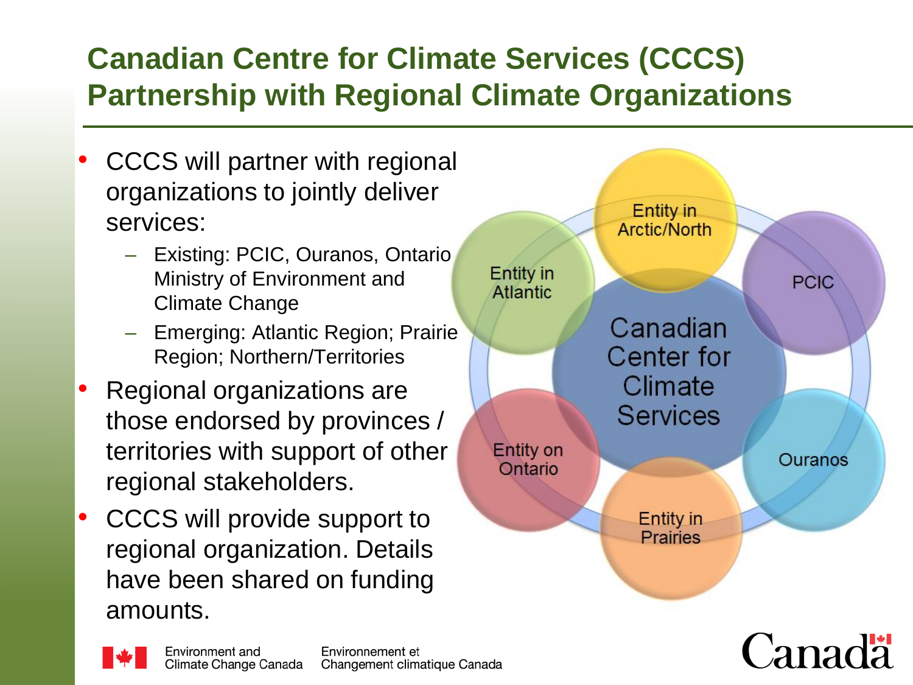## Canadian Centre for Climate Services (CCCS) Partnership with Regional Climate Organizations

- CCCS will partner with regional organizations to jointly deliver services:
  - Existing: PCIC, Ouranos, Ontario Ministry of Environment and Climate Change
  - Emerging: Atlantic Region; Prairie Region; Northern/Territories
- Regional organizations are those endorsed by provinces / territories with support of other regional stakeholders.
- CCCS will provide support to regional organization. Details have been shared on funding amounts.

Canadian Center for Climate Services

Entity in Arctic/North

PCIC

Ouranos

Entity in Prairies

Entity on Ontario

Entity in Atlantic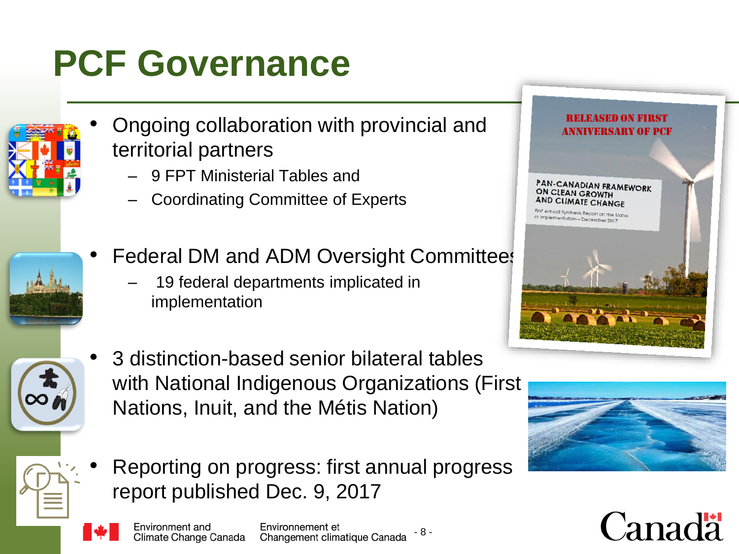# PCF Governance

- Ongoing collaboration with provincial and territorial partners
  - 9 FPT Ministerial Tables and
  - Coordinating Committee of Experts
- Federal DM and ADM Oversight Committees
  - 19 federal departments implicated in implementation
- 3 distinction-based senior bilateral tables with National Indigenous Organizations (First Nations, Inuit, and the Métis Nation)
- Reporting on progress: first annual progress report published Dec. 9, 2017

RELEASED ON FIRST ANNIVERSARY OF PCF

PAN-CANADIAN FRAMEWORK ON CLEAN GROWTH AND CLIMATE CHANGE

First Annual Synthesis Report on the Status of Implementation – December 2017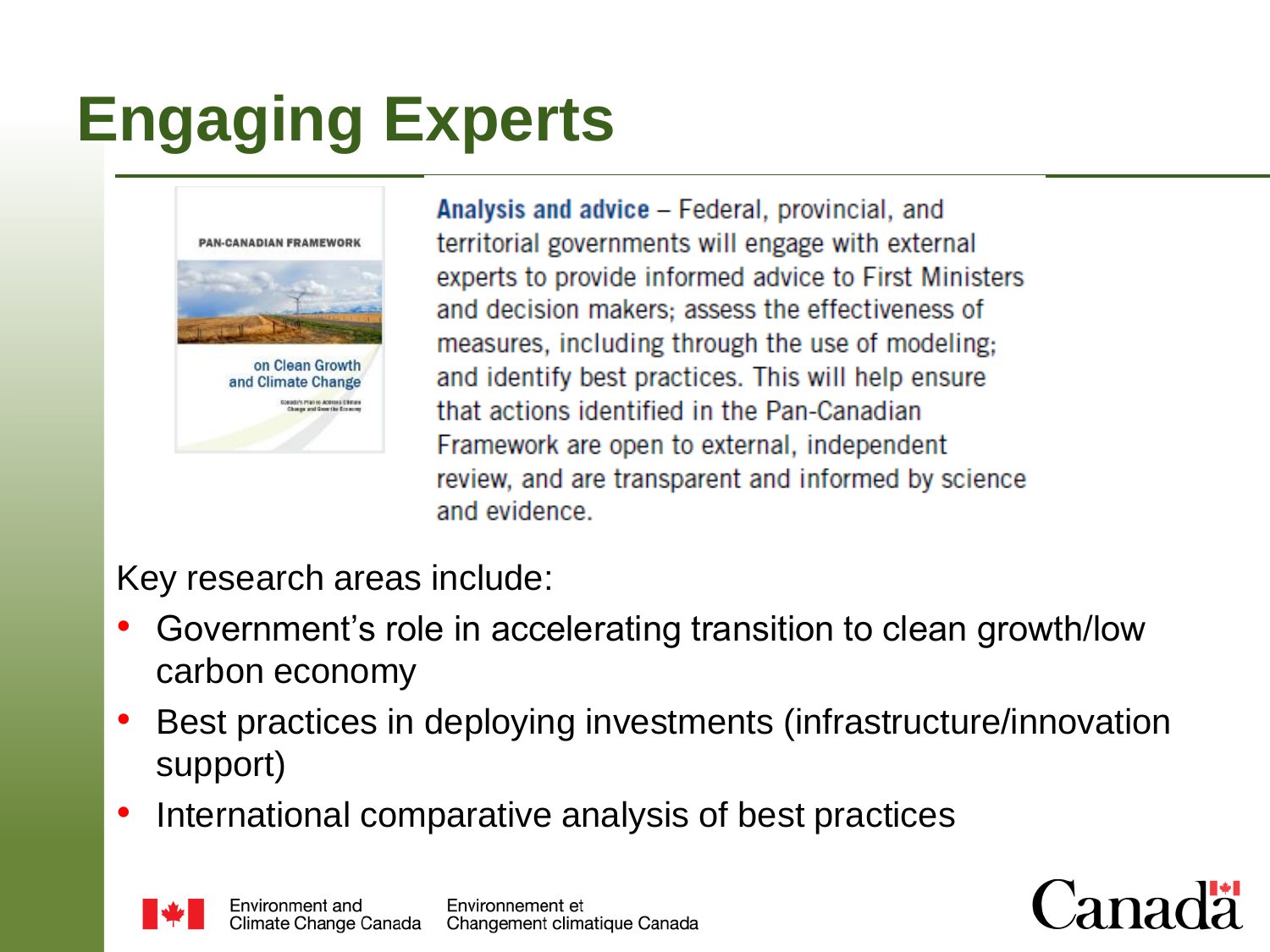# Engaging Experts

**Analysis and advice** – Federal, provincial, and territorial governments will engage with external experts to provide informed advice to First Ministers and decision makers; assess the effectiveness of measures, including through the use of modeling; and identify best practices. This will help ensure that actions identified in the Pan-Canadian Framework are open to external, independent review, and are transparent and informed by science and evidence.

Key research areas include:

- Government's role in accelerating transition to clean growth/low carbon economy
- Best practices in deploying investments (infrastructure/innovation support)
- International comparative analysis of best practices